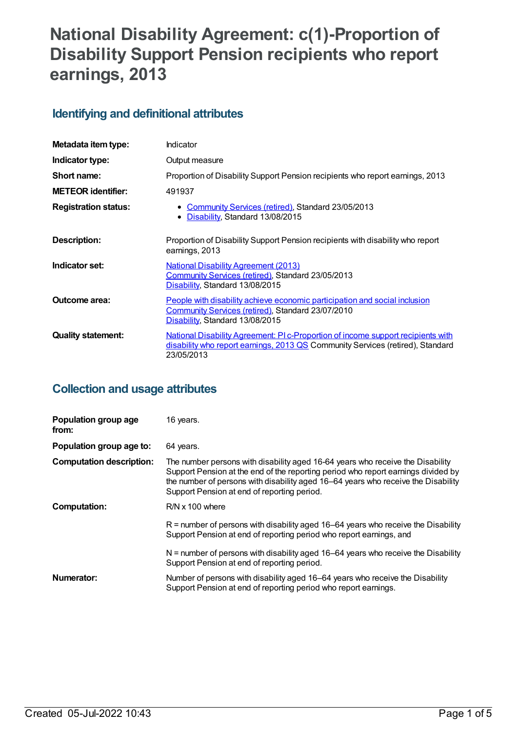# National Disability Agreement: c(1)-Proportion of Disability Support Pension recipients who report earnings, 2013

## Identifying and definitional attributes

| | |
|---|---|
| **Metadata item type:** | Indicator |
| **Indicator type:** | Output measure |
| **Short name:** | Proportion of Disability Support Pension recipients who report earnings, 2013 |
| **METEOR identifier:** | 491937 |
| **Registration status:** | • Community Services (retired), Standard 23/05/2013<br>• Disability, Standard 13/08/2015 |
| **Description:** | Proportion of Disability Support Pension recipients with disability who report earnings, 2013 |
| **Indicator set:** | National Disability Agreement (2013)<br>Community Services (retired), Standard 23/05/2013<br>Disability, Standard 13/08/2015 |
| **Outcome area:** | People with disability achieve economic participation and social inclusion<br>Community Services (retired), Standard 23/07/2010<br>Disability, Standard 13/08/2015 |
| **Quality statement:** | National Disability Agreement: PI c-Proportion of income support recipients with disability who report earnings, 2013 QS Community Services (retired), Standard 23/05/2013 |

## Collection and usage attributes

| | |
|---|---|
| **Population group age from:** | 16 years. |
| **Population group age to:** | 64 years. |
| **Computation description:** | The number persons with disability aged 16-64 years who receive the Disability Support Pension at the end of the reporting period who report earnings divided by the number of persons with disability aged 16–64 years who receive the Disability Support Pension at end of reporting period. |
| **Computation:** | R/N x 100 where<br><br>R = number of persons with disability aged 16–64 years who receive the Disability Support Pension at end of reporting period who report earnings, and<br><br>N = number of persons with disability aged 16–64 years who receive the Disability Support Pension at end of reporting period. |
| **Numerator:** | Number of persons with disability aged 16–64 years who receive the Disability Support Pension at end of reporting period who report earnings. |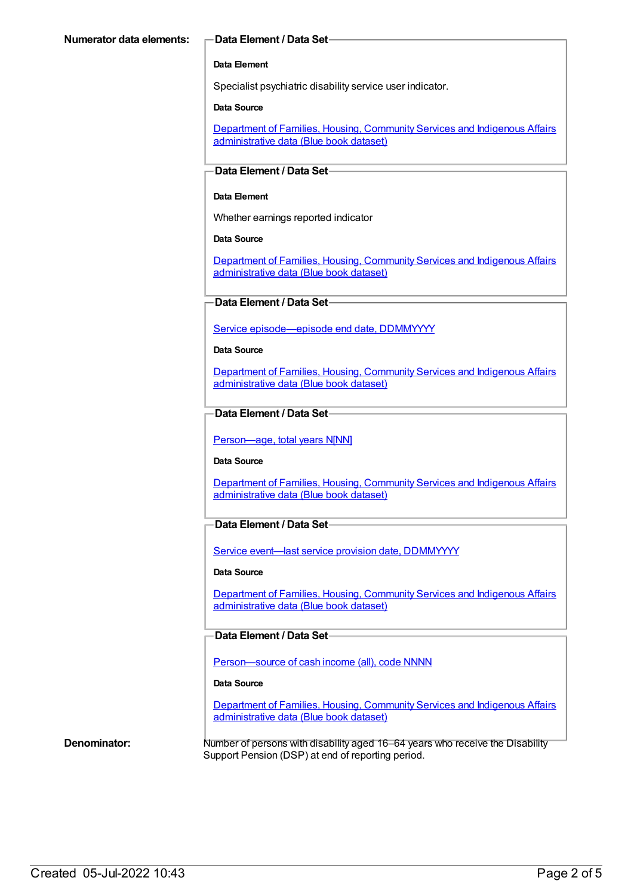**Numerator data elements:**

**Data Element / Data Set**

**Data Element**

Specialist psychiatric disability service user indicator.

**Data Source**

Department of Families, Housing, Community Services and Indigenous Affairs administrative data (Blue book dataset)

**Data Element / Data Set**

**Data Element**

Whether earnings reported indicator

**Data Source**

Department of Families, Housing, Community Services and Indigenous Affairs administrative data (Blue book dataset)

**Data Element / Data Set**

Service episode—episode end date, DDMMYYYY

**Data Source**

Department of Families, Housing, Community Services and Indigenous Affairs administrative data (Blue book dataset)

**Data Element / Data Set**

Person—age, total years N[NN]

**Data Source**

Department of Families, Housing, Community Services and Indigenous Affairs administrative data (Blue book dataset)

**Data Element / Data Set**

Service event—last service provision date, DDMMYYYY

**Data Source**

Department of Families, Housing, Community Services and Indigenous Affairs administrative data (Blue book dataset)

**Data Element / Data Set**

Person—source of cash income (all), code NNNN

**Data Source**

Department of Families, Housing, Community Services and Indigenous Affairs administrative data (Blue book dataset)

**Denominator:**

Number of persons with disability aged 16–64 years who receive the Disability Support Pension (DSP) at end of reporting period.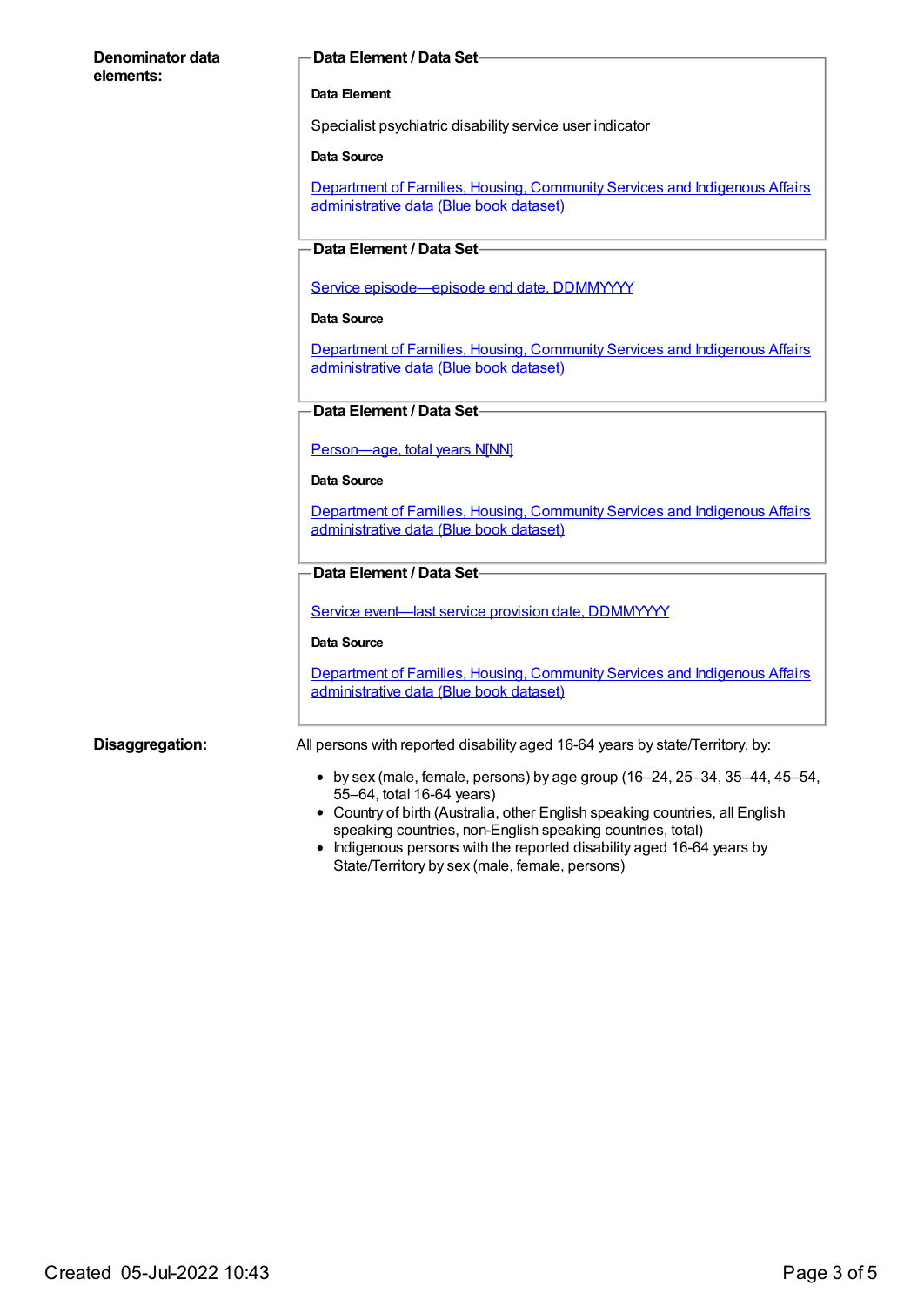**Denominator data elements:**

**Data Element / Data Set**

**Data Element**

Specialist psychiatric disability service user indicator

**Data Source**

Department of Families, Housing, Community Services and Indigenous Affairs administrative data (Blue book dataset)

**Data Element / Data Set**

Service episode—episode end date, DDMMYYYY

**Data Source**

Department of Families, Housing, Community Services and Indigenous Affairs administrative data (Blue book dataset)

**Data Element / Data Set**

Person—age, total years N[NN]

**Data Source**

Department of Families, Housing, Community Services and Indigenous Affairs administrative data (Blue book dataset)

**Data Element / Data Set**

Service event—last service provision date, DDMMYYYY

**Data Source**

Department of Families, Housing, Community Services and Indigenous Affairs administrative data (Blue book dataset)

**Disaggregation:**

All persons with reported disability aged 16-64 years by state/Territory, by:

- by sex (male, female, persons) by age group (16–24, 25–34, 35–44, 45–54, 55–64, total 16-64 years)
- Country of birth (Australia, other English speaking countries, all English speaking countries, non-English speaking countries, total)
- Indigenous persons with the reported disability aged 16-64 years by State/Territory by sex (male, female, persons)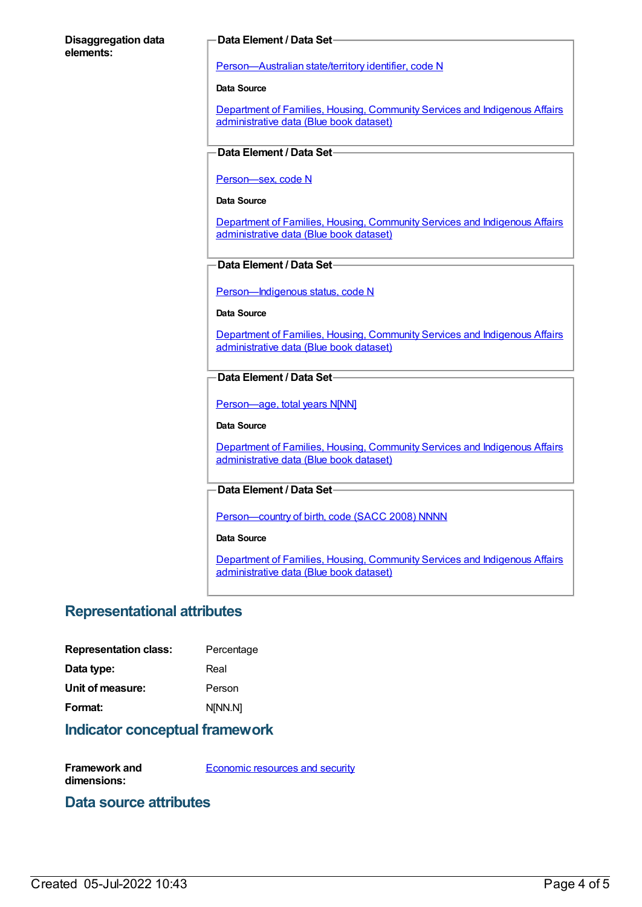**Disaggregation data elements:**

**Data Element / Data Set**

Person—Australian state/territory identifier, code N

**Data Source**

Department of Families, Housing, Community Services and Indigenous Affairs administrative data (Blue book dataset)

**Data Element / Data Set**

Person—sex, code N

**Data Source**

Department of Families, Housing, Community Services and Indigenous Affairs administrative data (Blue book dataset)

**Data Element / Data Set**

Person—Indigenous status, code N

**Data Source**

Department of Families, Housing, Community Services and Indigenous Affairs administrative data (Blue book dataset)

**Data Element / Data Set**

Person—age, total years N[NN]

**Data Source**

Department of Families, Housing, Community Services and Indigenous Affairs administrative data (Blue book dataset)

**Data Element / Data Set**

Person—country of birth, code (SACC 2008) NNNN

**Data Source**

Department of Families, Housing, Community Services and Indigenous Affairs administrative data (Blue book dataset)

## Representational attributes

**Representation class:** Percentage

**Data type:** Real

**Unit of measure:** Person

**Format:** N[NN.N]

## Indicator conceptual framework

**Framework and dimensions:** Economic resources and security

## Data source attributes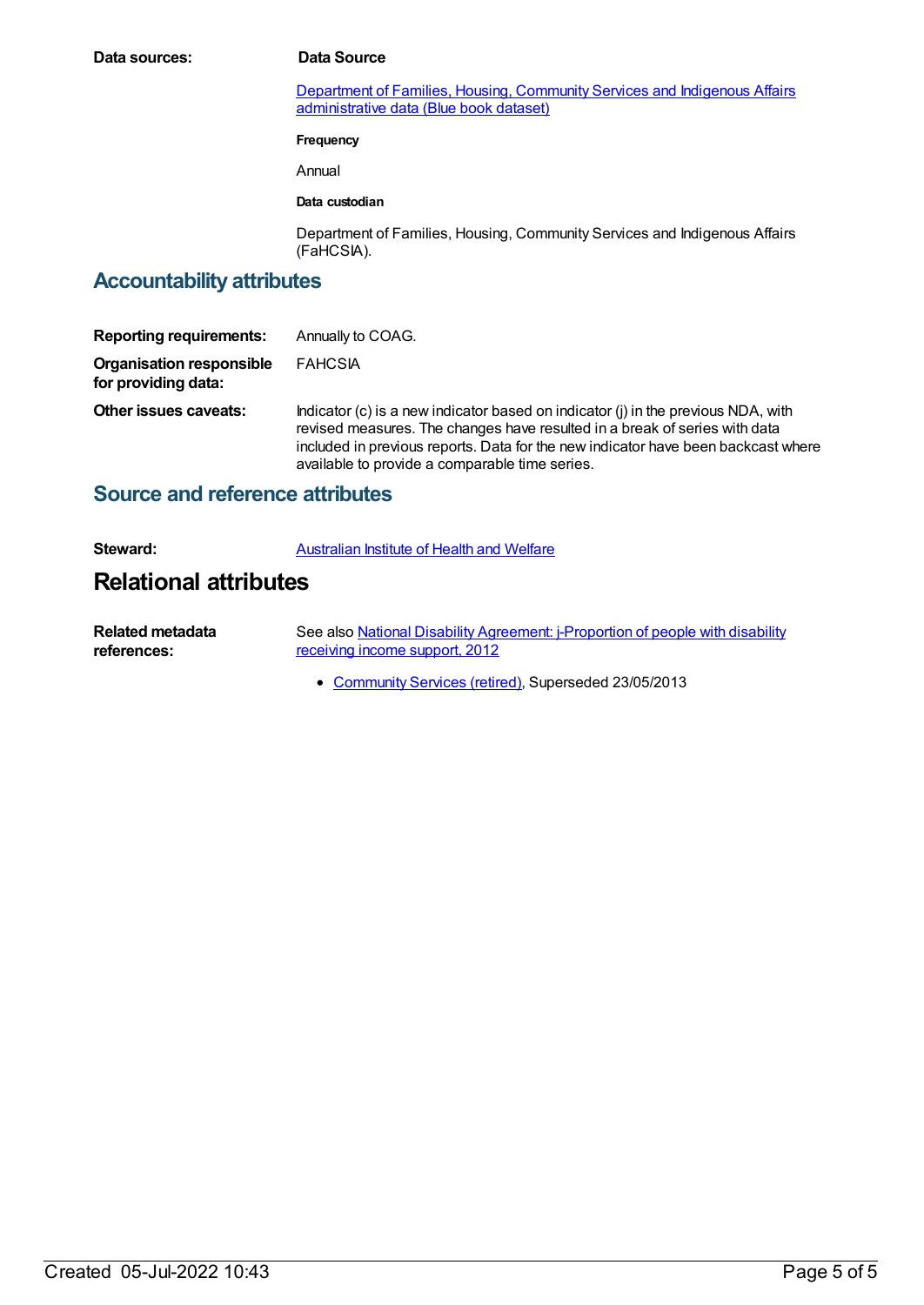**Data sources:**

**Data Source**

Department of Families, Housing, Community Services and Indigenous Affairs administrative data (Blue book dataset)

**Frequency**

Annual

**Data custodian**

Department of Families, Housing, Community Services and Indigenous Affairs (FaHCSIA).

## Accountability attributes

**Reporting requirements:** Annually to COAG.

**Organisation responsible for providing data:** FAHCSIA

**Other issues caveats:** Indicator (c) is a new indicator based on indicator (j) in the previous NDA, with revised measures. The changes have resulted in a break of series with data included in previous reports. Data for the new indicator have been backcast where available to provide a comparable time series.

## Source and reference attributes

**Steward:** Australian Institute of Health and Welfare

# Relational attributes

**Related metadata references:** See also National Disability Agreement: j-Proportion of people with disability receiving income support, 2012

- Community Services (retired), Superseded 23/05/2013